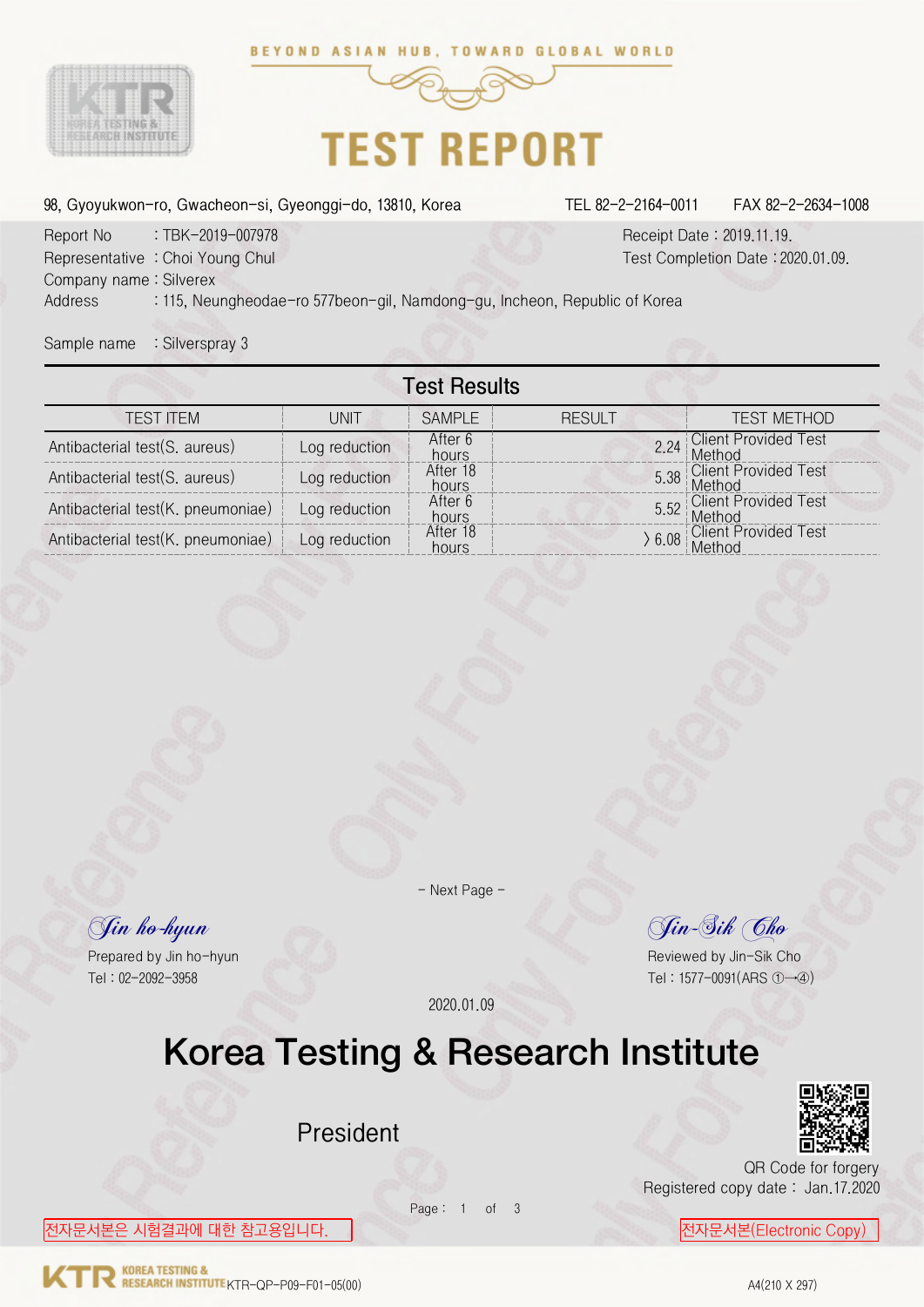BEYOND ASIAN HUB, TOWARD GLOBAL WORLD

# TEST REPORT

98, Gyoyukwon-ro, Gwacheon-si, Gyeonggi-do, 13810, Korea TEL 82-2-2164-0011 FAX 82-2-2634-1008

Report No : TBK-2019-007978
Representative : Choi Young Chul
Company name : Silverex
Address : 115, Neungheodae-ro 577beon-gil, Namdong-gu, Incheon, Republic of Korea

Receipt Date : 2019.11.19.
Test Completion Date : 2020.01.09.

Sample name : Silverspray 3

## Test Results

| TEST ITEM | UNIT | SAMPLE | RESULT | TEST METHOD |
|---|---|---|---|---|
| Antibacterial test(S. aureus) | Log reduction | After 6 hours | 2.24 | Client Provided Test Method |
| Antibacterial test(S. aureus) | Log reduction | After 18 hours | 5.38 | Client Provided Test Method |
| Antibacterial test(K. pneumoniae) | Log reduction | After 6 hours | 5.52 | Client Provided Test Method |
| Antibacterial test(K. pneumoniae) | Log reduction | After 18 hours | 〉6.08 | Client Provided Test Method |

- Next Page -

*Jin ho-hyun*
Prepared by Jin ho-hyun
Tel : 02-2092-3958

*Jin-Sik Cho*
Reviewed by Jin-Sik Cho
Tel : 1577-0091(ARS ①→④)

2020.01.09

# Korea Testing & Research Institute

President

QR Code for forgery
Registered copy date : Jan.17.2020

전자문서본은 시험결과에 대한 참고용입니다.

전자문서본(Electronic Copy)

KTR-QP-P09-F01-05(00)

A4(210 X 297)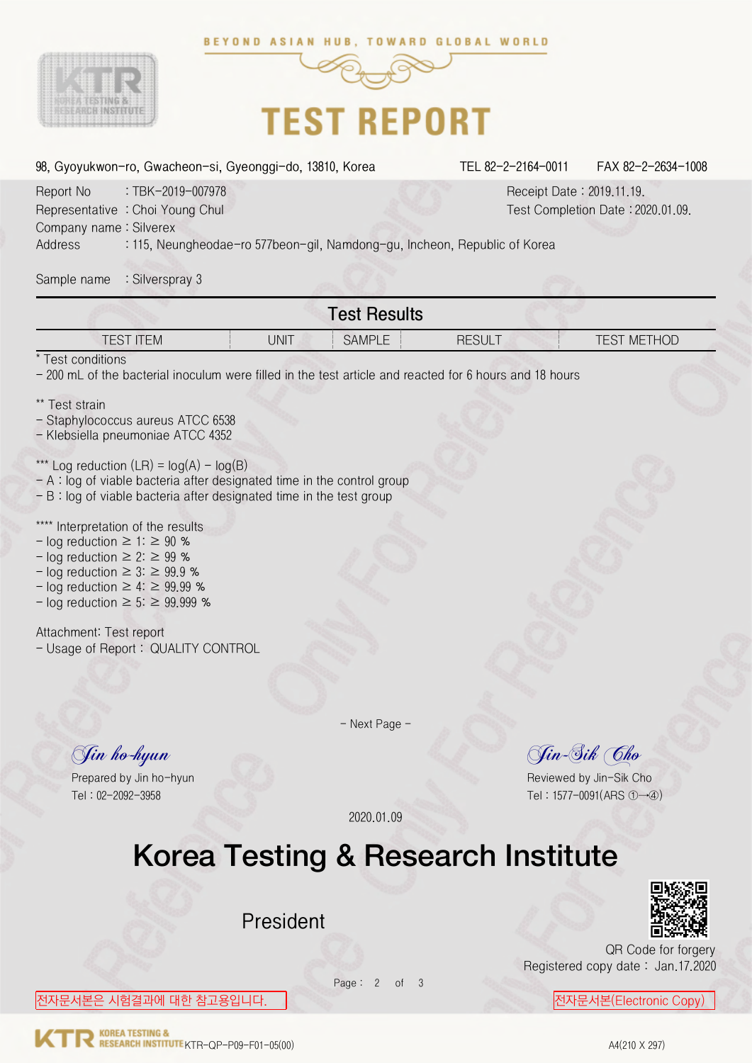# TEST REPORT

BEYOND ASIAN HUB, TOWARD GLOBAL WORLD

98, Gyoyukwon-ro, Gwacheon-si, Gyeonggi-do, 13810, Korea TEL 82-2-2164-0011 FAX 82-2-2634-1008

Report No : TBK-2019-007978
Representative : Choi Young Chul
Company name : Silverex
Address : 115, Neungheodae-ro 577beon-gil, Namdong-gu, Incheon, Republic of Korea

Receipt Date : 2019.11.19.
Test Completion Date : 2020.01.09.

Sample name : Silverspray 3

## Test Results

| TEST ITEM | UNIT | SAMPLE | RESULT | TEST METHOD |
|---|---|---|---|---|

\* Test conditions
- 200 mL of the bacterial inoculum were filled in the test article and reacted for 6 hours and 18 hours

\*\* Test strain
- Staphylococcus aureus ATCC 6538
- Klebsiella pneumoniae ATCC 4352

\*\*\* Log reduction (LR) = log(A) – log(B)
- A : log of viable bacteria after designated time in the control group
- B : log of viable bacteria after designated time in the test group

\*\*\*\* Interpretation of the results
- log reduction ≥ 1: ≥ 90 %
- log reduction ≥ 2: ≥ 99 %
- log reduction ≥ 3: ≥ 99.9 %
- log reduction ≥ 4: ≥ 99.99 %
- log reduction ≥ 5: ≥ 99.999 %

Attachment: Test report
- Usage of Report : QUALITY CONTROL

- Next Page -

Prepared by Jin ho-hyun
Tel : 02-2092-3958

Reviewed by Jin-Sik Cho
Tel : 1577-0091(ARS ①→④)

2020.01.09

# Korea Testing & Research Institute

President

QR Code for forgery
Registered copy date : Jan.17.2020

전자문서본은 시험결과에 대한 참고용입니다.

전자문서본(Electronic Copy)

KTR-QP-P09-F01-05(00)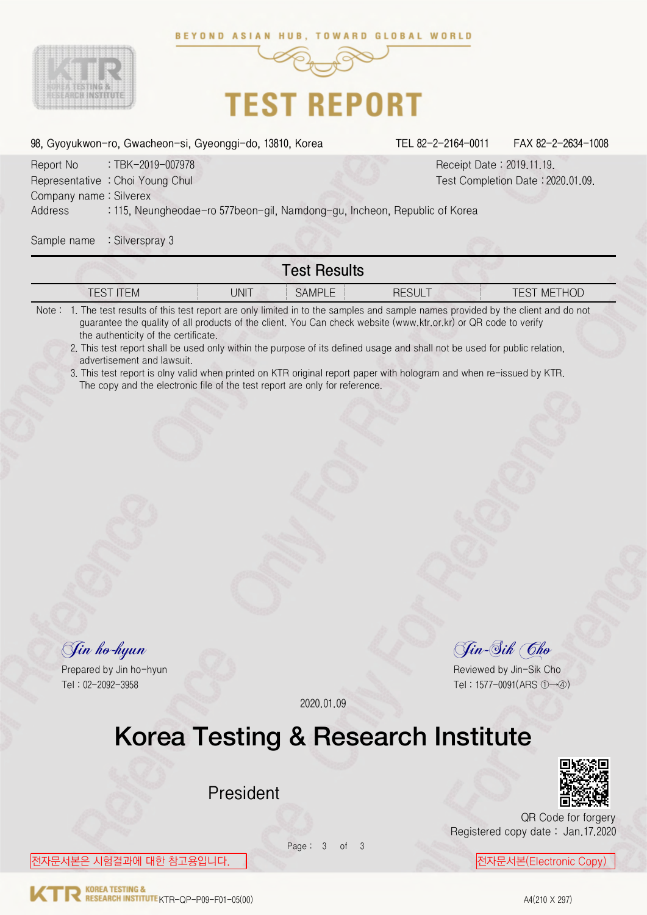BEYOND ASIAN HUB, TOWARD GLOBAL WORLD

# TEST REPORT

98, Gyoyukwon-ro, Gwacheon-si, Gyeonggi-do, 13810, Korea TEL 82-2-2164-0011 FAX 82-2-2634-1008

Report No : TBK-2019-007978
Representative : Choi Young Chul
Company name : Silverex
Address : 115, Neungheodae-ro 577beon-gil, Namdong-gu, Incheon, Republic of Korea

Receipt Date : 2019.11.19.
Test Completion Date : 2020.01.09.

Sample name : Silverspray 3

## Test Results

| TEST ITEM | UNIT | SAMPLE | RESULT | TEST METHOD |
|---|---|---|---|---|

Note : 1. The test results of this test report are only limited in to the samples and sample names provided by the client and do not guarantee the quality of all products of the client. You Can check website (www.ktr.or.kr) or QR code to verify the authenticity of the certificate.
2. This test report shall be used only within the purpose of its defined usage and shall not be used for public relation, advertisement and lawsuit.
3. This test report is olny valid when printed on KTR original report paper with hologram and when re-issued by KTR. The copy and the electronic file of the test report are only for reference.

Jin ho-hyun
Prepared by Jin ho-hyun
Tel : 02-2092-3958

Jin-Sik Cho
Reviewed by Jin-Sik Cho
Tel : 1577-0091(ARS ①→④)

2020.01.09

# Korea Testing & Research Institute

President

QR Code for forgery
Registered copy date : Jan.17.2020

전자문서본은 시험결과에 대한 참고용입니다.

전자문서본(Electronic Copy)

KTR-QP-P09-F01-05(00)

A4(210 X 297)